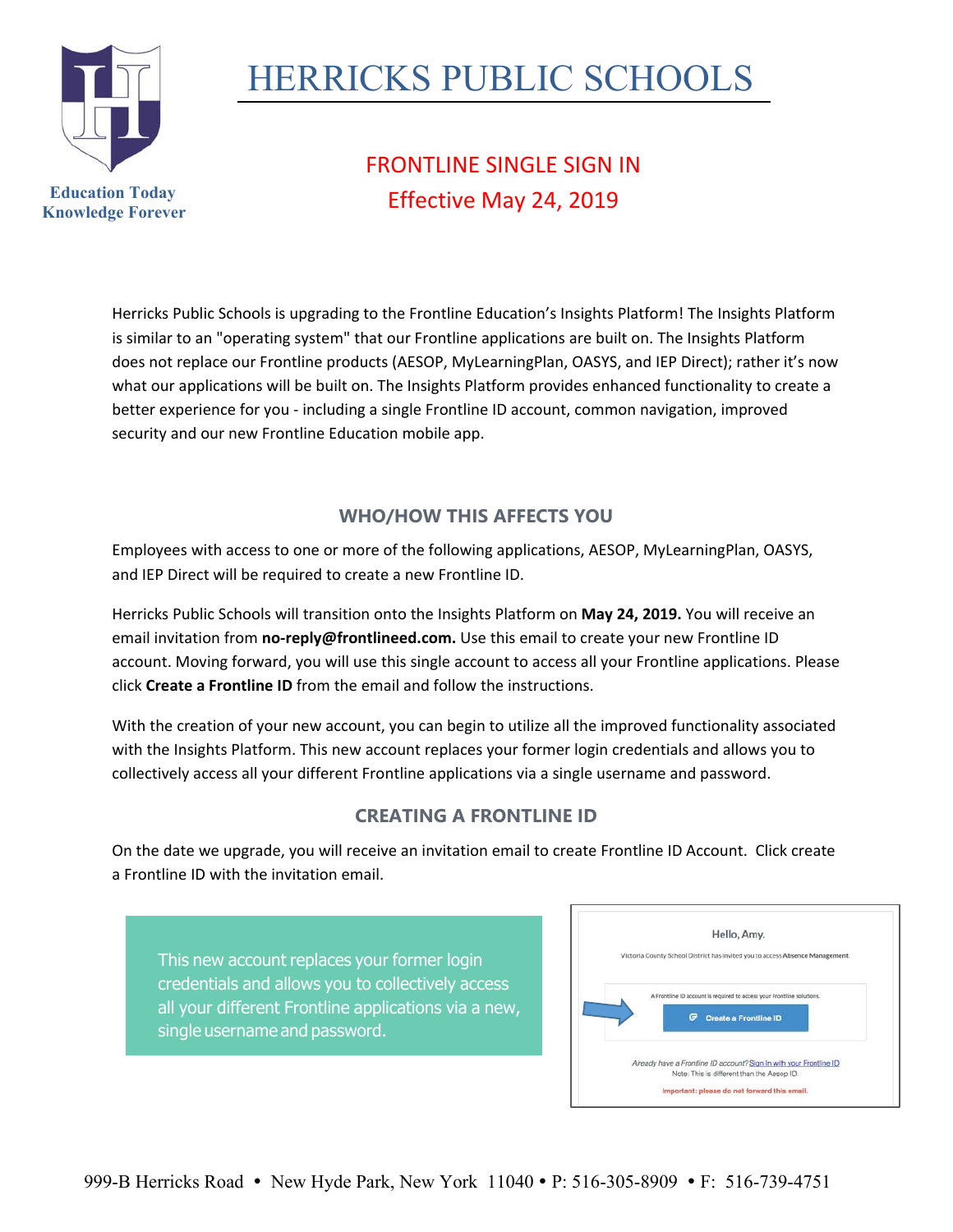# HERRICKS PUBLIC SCHOOLS

Education Today
Knowledge Forever

## FRONTLINE SINGLE SIGN IN
## Effective May 24, 2019

Herricks Public Schools is upgrading to the Frontline Education's Insights Platform! The Insights Platform is similar to an "operating system" that our Frontline applications are built on. The Insights Platform does not replace our Frontline products (AESOP, MyLearningPlan, OASYS, and IEP Direct); rather it's now what our applications will be built on. The Insights Platform provides enhanced functionality to create a better experience for you - including a single Frontline ID account, common navigation, improved security and our new Frontline Education mobile app.

### WHO/HOW THIS AFFECTS YOU

Employees with access to one or more of the following applications, AESOP, MyLearningPlan, OASYS, and IEP Direct will be required to create a new Frontline ID.

Herricks Public Schools will transition onto the Insights Platform on **May 24, 2019.** You will receive an email invitation from **no-reply@frontlineed.com.** Use this email to create your new Frontline ID account. Moving forward, you will use this single account to access all your Frontline applications. Please click **Create a Frontline ID** from the email and follow the instructions.

With the creation of your new account, you can begin to utilize all the improved functionality associated with the Insights Platform. This new account replaces your former login credentials and allows you to collectively access all your different Frontline applications via a single username and password.

### CREATING A FRONTLINE ID

On the date we upgrade, you will receive an invitation email to create Frontline ID Account. Click create a Frontline ID with the invitation email.

This new account replaces your former login credentials and allows you to collectively access all your different Frontline applications via a new, single username and password.

Hello, Amy.

Victoria County School District has invited you to access **Absence Management**.

A Frontline ID account is required to access your Frontline solutions.

**Create a Frontline ID**

*Already have a Frontline ID account?* Sign In with your Frontline ID
Note: This is different than the Aesop ID.

**Important: please do not forward this email.**

999-B Herricks Road • New Hyde Park, New York 11040 • P: 516-305-8909 • F: 516-739-4751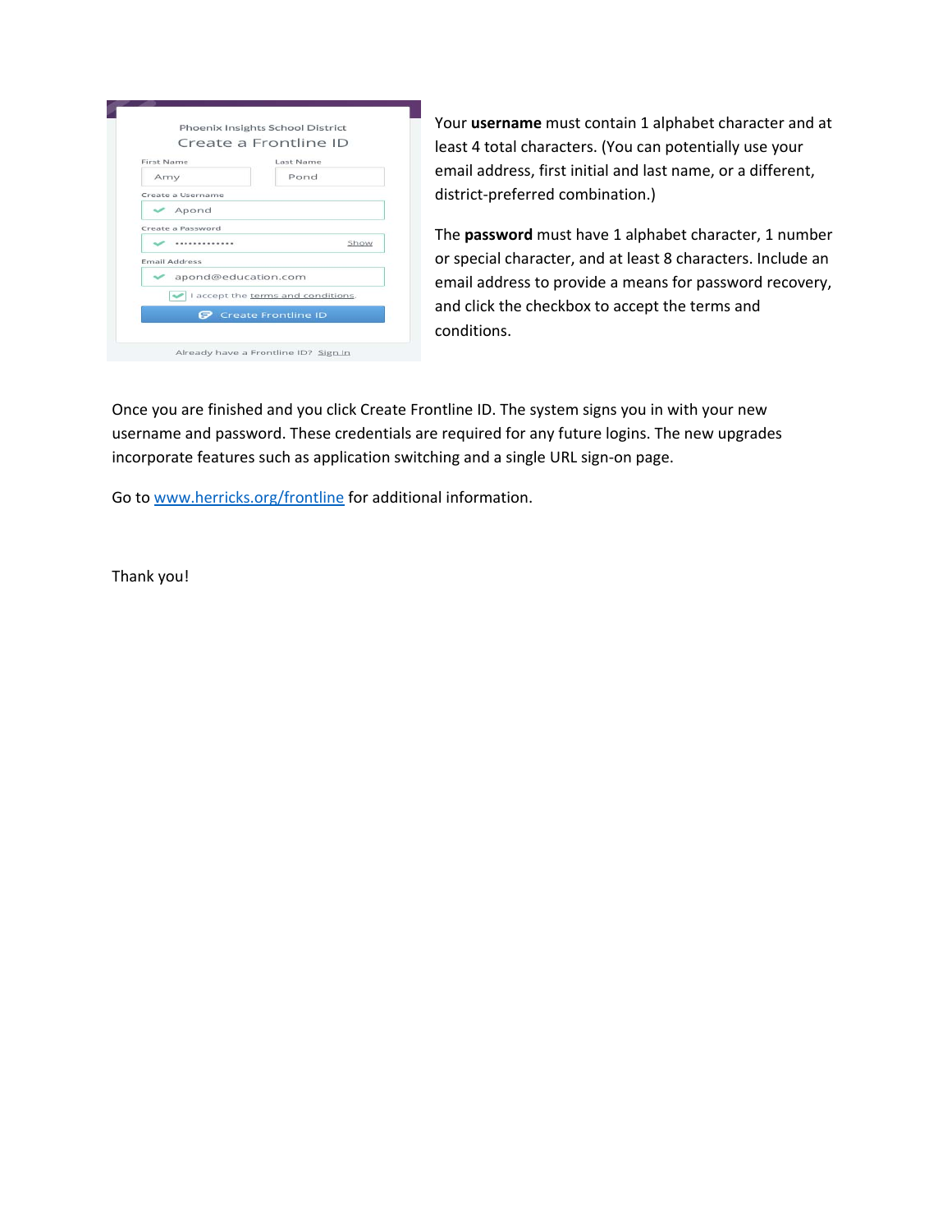Your **username** must contain 1 alphabet character and at least 4 total characters. (You can potentially use your email address, first initial and last name, or a different, district-preferred combination.)

The **password** must have 1 alphabet character, 1 number or special character, and at least 8 characters. Include an email address to provide a means for password recovery, and click the checkbox to accept the terms and conditions.

Once you are finished and you click Create Frontline ID. The system signs you in with your new username and password. These credentials are required for any future logins. The new upgrades incorporate features such as application switching and a single URL sign-on page.

Go to [www.herricks.org/frontline](http://www.herricks.org/frontline) for additional information.

Thank you!